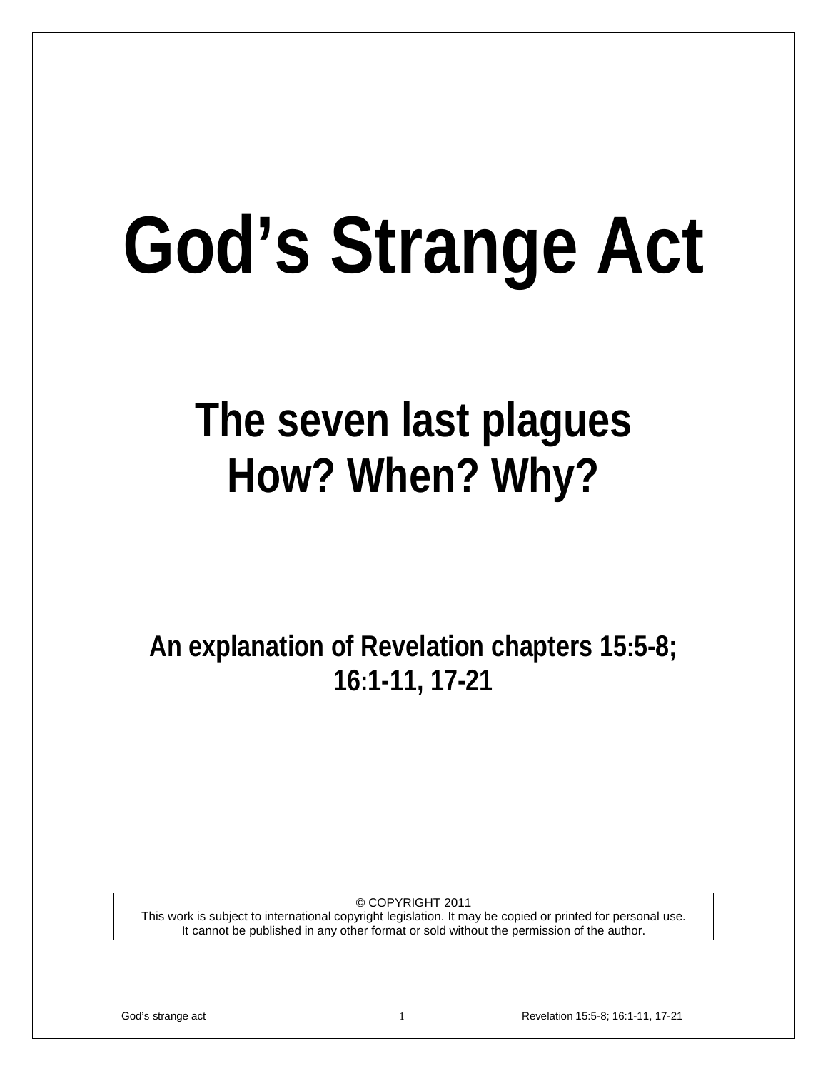# God's Strange Act

## The seven last plagues
## How? When? Why?

### An explanation of Revelation chapters 15:5-8; 16:1-11, 17-21

© COPYRIGHT 2011
This work is subject to international copyright legislation. It may be copied or printed for personal use.
It cannot be published in any other format or sold without the permission of the author.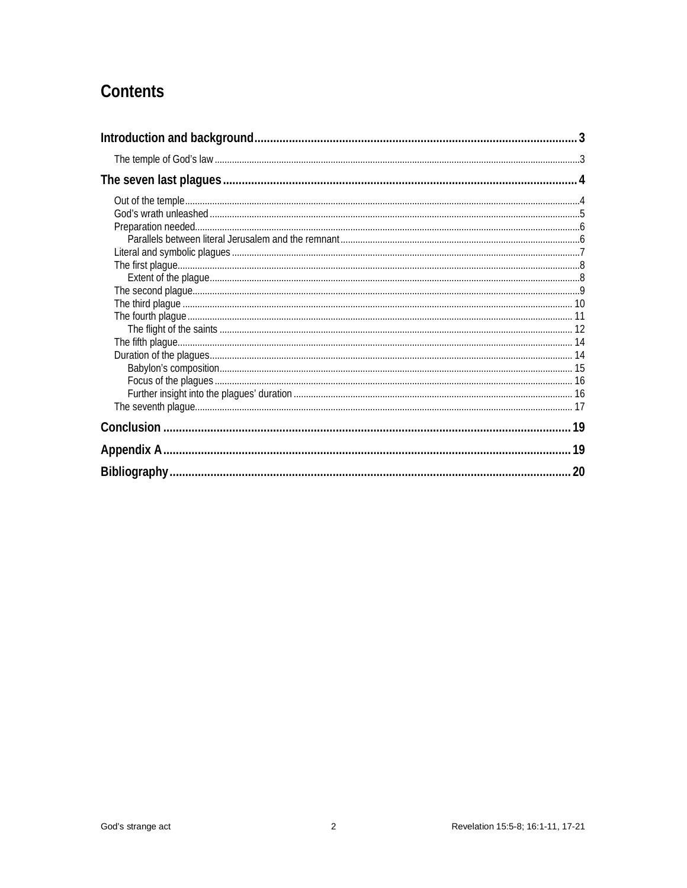# Contents

**Introduction and background** 3

- The temple of God's law 3

**The seven last plagues** 4

- Out of the temple 4
- God's wrath unleashed 5
- Preparation needed 6
  - Parallels between literal Jerusalem and the remnant 6
- Literal and symbolic plagues 7
- The first plague 8
  - Extent of the plague 8
- The second plague 9
- The third plague 10
- The fourth plague 11
  - The flight of the saints 12
- The fifth plague 14
- Duration of the plagues 14
  - Babylon's composition 15
  - Focus of the plagues 16
  - Further insight into the plagues' duration 16
- The seventh plague 17

**Conclusion** 19

**Appendix A** 19

**Bibliography** 20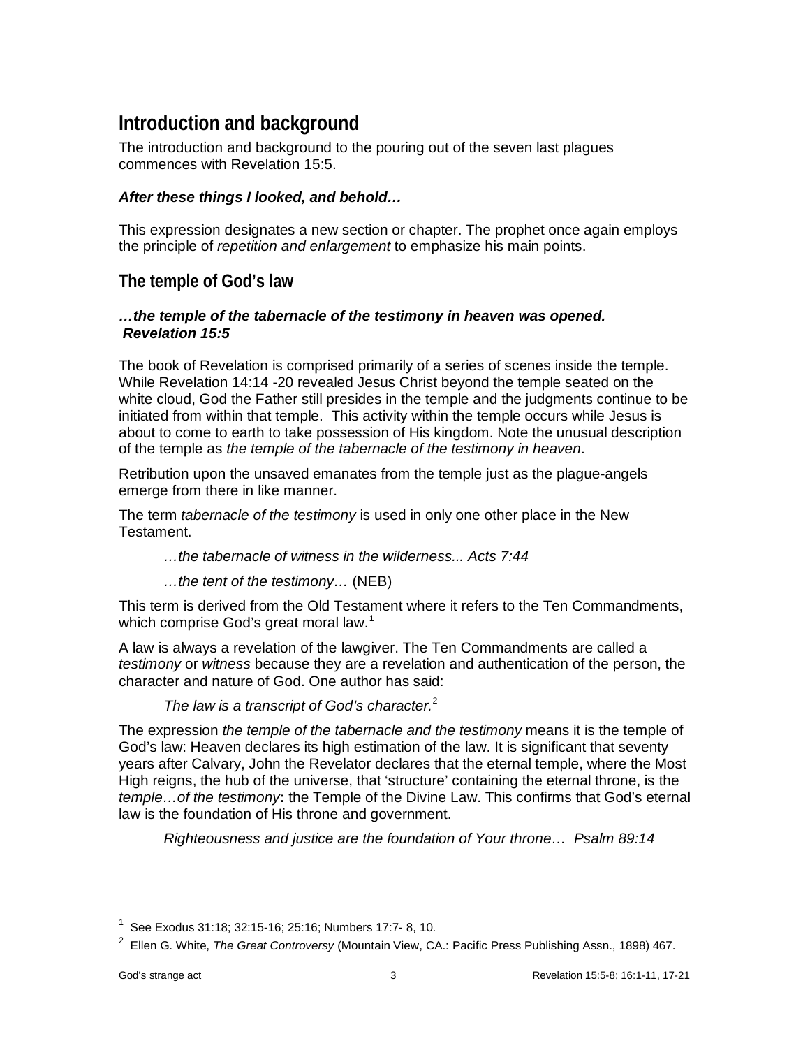## Introduction and background

The introduction and background to the pouring out of the seven last plagues commences with Revelation 15:5.

***After these things I looked, and behold…***

This expression designates a new section or chapter. The prophet once again employs the principle of *repetition and enlargement* to emphasize his main points.

## The temple of God's law

***…the temple of the tabernacle of the testimony in heaven was opened. Revelation 15:5***

The book of Revelation is comprised primarily of a series of scenes inside the temple. While Revelation 14:14 -20 revealed Jesus Christ beyond the temple seated on the white cloud, God the Father still presides in the temple and the judgments continue to be initiated from within that temple. This activity within the temple occurs while Jesus is about to come to earth to take possession of His kingdom. Note the unusual description of the temple as *the temple of the tabernacle of the testimony in heaven*.

Retribution upon the unsaved emanates from the temple just as the plague-angels emerge from there in like manner.

The term *tabernacle of the testimony* is used in only one other place in the New Testament.

> *…the tabernacle of witness in the wilderness... Acts 7:44*
>
> *…the tent of the testimony…* (NEB)

This term is derived from the Old Testament where it refers to the Ten Commandments, which comprise God's great moral law.[1]

A law is always a revelation of the lawgiver. The Ten Commandments are called a *testimony* or *witness* because they are a revelation and authentication of the person, the character and nature of God. One author has said:

> *The law is a transcript of God's character.*[2]

The expression *the temple of the tabernacle and the testimony* means it is the temple of God's law: Heaven declares its high estimation of the law. It is significant that seventy years after Calvary, John the Revelator declares that the eternal temple, where the Most High reigns, the hub of the universe, that 'structure' containing the eternal throne, is the *temple…of the testimony***:** the Temple of the Divine Law. This confirms that God's eternal law is the foundation of His throne and government.

> *Righteousness and justice are the foundation of Your throne… Psalm 89:14*

---

[1] See Exodus 31:18; 32:15-16; 25:16; Numbers 17:7- 8, 10.

[2] Ellen G. White, *The Great Controversy* (Mountain View, CA.: Pacific Press Publishing Assn., 1898) 467.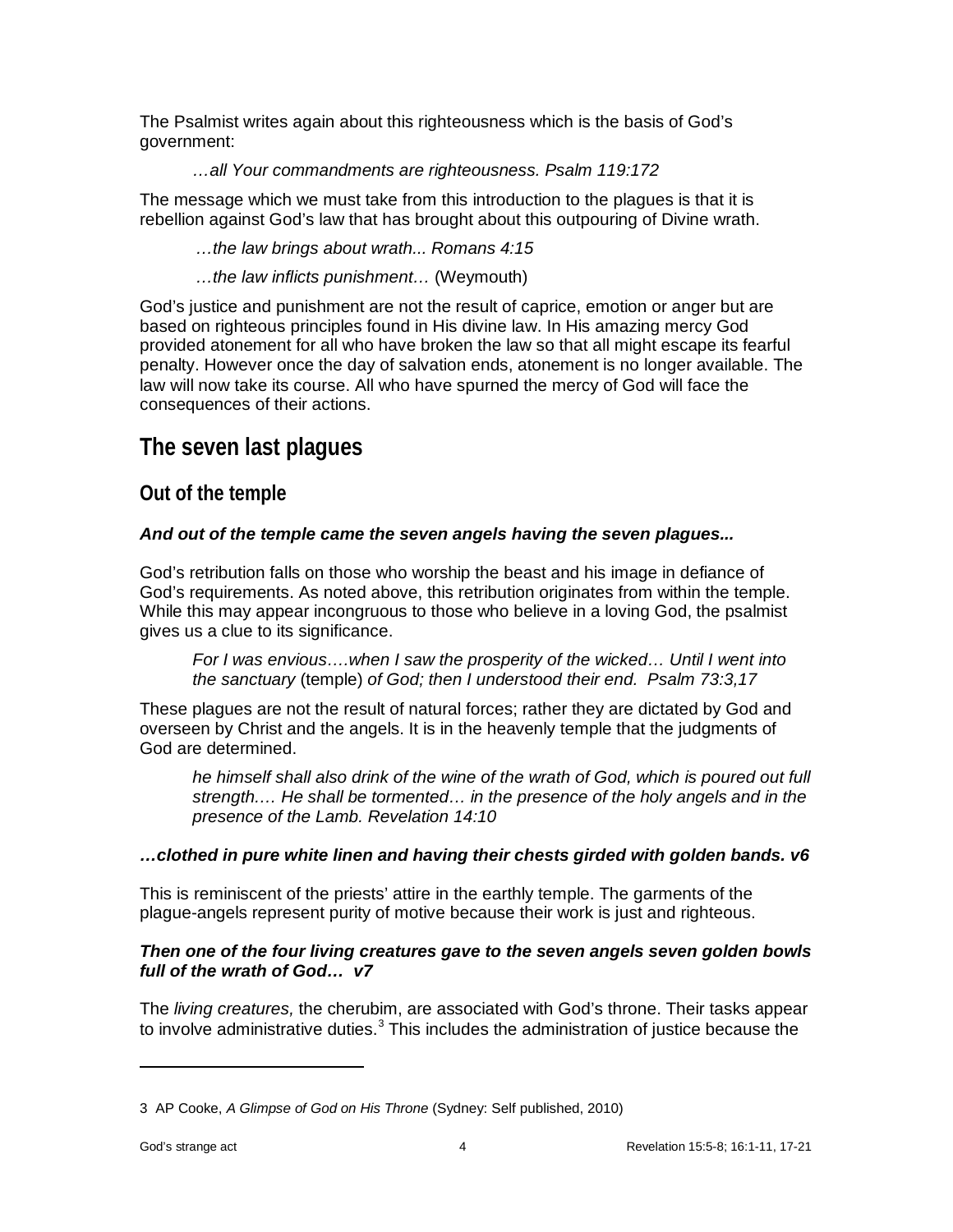The Psalmist writes again about this righteousness which is the basis of God's government:

> *…all Your commandments are righteousness. Psalm 119:172*

The message which we must take from this introduction to the plagues is that it is rebellion against God's law that has brought about this outpouring of Divine wrath.

> *…the law brings about wrath... Romans 4:15*
>
> *…the law inflicts punishment…* (Weymouth)

God's justice and punishment are not the result of caprice, emotion or anger but are based on righteous principles found in His divine law. In His amazing mercy God provided atonement for all who have broken the law so that all might escape its fearful penalty. However once the day of salvation ends, atonement is no longer available. The law will now take its course. All who have spurned the mercy of God will face the consequences of their actions.

# The seven last plagues

## Out of the temple

***And out of the temple came the seven angels having the seven plagues...***

God's retribution falls on those who worship the beast and his image in defiance of God's requirements. As noted above, this retribution originates from within the temple. While this may appear incongruous to those who believe in a loving God, the psalmist gives us a clue to its significance.

> *For I was envious….when I saw the prosperity of the wicked… Until I went into the sanctuary* (temple) *of God; then I understood their end. Psalm 73:3,17*

These plagues are not the result of natural forces; rather they are dictated by God and overseen by Christ and the angels. It is in the heavenly temple that the judgments of God are determined.

> *he himself shall also drink of the wine of the wrath of God, which is poured out full strength…. He shall be tormented… in the presence of the holy angels and in the presence of the Lamb. Revelation 14:10*

***…clothed in pure white linen and having their chests girded with golden bands. v6***

This is reminiscent of the priests' attire in the earthly temple. The garments of the plague-angels represent purity of motive because their work is just and righteous.

***Then one of the four living creatures gave to the seven angels seven golden bowls full of the wrath of God… v7***

The *living creatures,* the cherubim, are associated with God's throne. Their tasks appear to involve administrative duties.[3] This includes the administration of justice because the

---

3 AP Cooke, *A Glimpse of God on His Throne* (Sydney: Self published, 2010)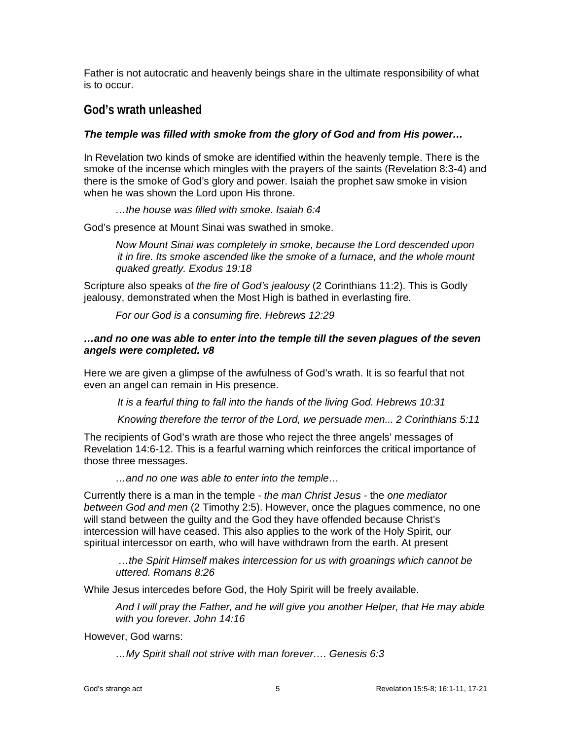Father is not autocratic and heavenly beings share in the ultimate responsibility of what is to occur.

## God's wrath unleashed

***The temple was filled with smoke from the glory of God and from His power…***

In Revelation two kinds of smoke are identified within the heavenly temple. There is the smoke of the incense which mingles with the prayers of the saints (Revelation 8:3-4) and there is the smoke of God's glory and power. Isaiah the prophet saw smoke in vision when he was shown the Lord upon His throne.

> *…the house was filled with smoke. Isaiah 6:4*

God's presence at Mount Sinai was swathed in smoke.

> *Now Mount Sinai was completely in smoke, because the Lord descended upon it in fire. Its smoke ascended like the smoke of a furnace, and the whole mount quaked greatly. Exodus 19:18*

Scripture also speaks of *the fire of God's jealousy* (2 Corinthians 11:2). This is Godly jealousy, demonstrated when the Most High is bathed in everlasting fire*.*

> *For our God is a consuming fire. Hebrews 12:29*

***…and no one was able to enter into the temple till the seven plagues of the seven angels were completed. v8***

Here we are given a glimpse of the awfulness of God's wrath. It is so fearful that not even an angel can remain in His presence.

> *It is a fearful thing to fall into the hands of the living God. Hebrews 10:31*
>
> *Knowing therefore the terror of the Lord, we persuade men... 2 Corinthians 5:11*

The recipients of God's wrath are those who reject the three angels' messages of Revelation 14:6-12. This is a fearful warning which reinforces the critical importance of those three messages.

> *…and no one was able to enter into the temple…*

Currently there is a man in the temple - *the man Christ Jesus* - the *one mediator between God and men* (2 Timothy 2:5). However, once the plagues commence, no one will stand between the guilty and the God they have offended because Christ's intercession will have ceased. This also applies to the work of the Holy Spirit, our spiritual intercessor on earth, who will have withdrawn from the earth. At present

> *…the Spirit Himself makes intercession for us with groanings which cannot be uttered. Romans 8:26*

While Jesus intercedes before God, the Holy Spirit will be freely available.

> *And I will pray the Father, and he will give you another Helper, that He may abide with you forever. John 14:16*

However, God warns:

> *…My Spirit shall not strive with man forever…. Genesis 6:3*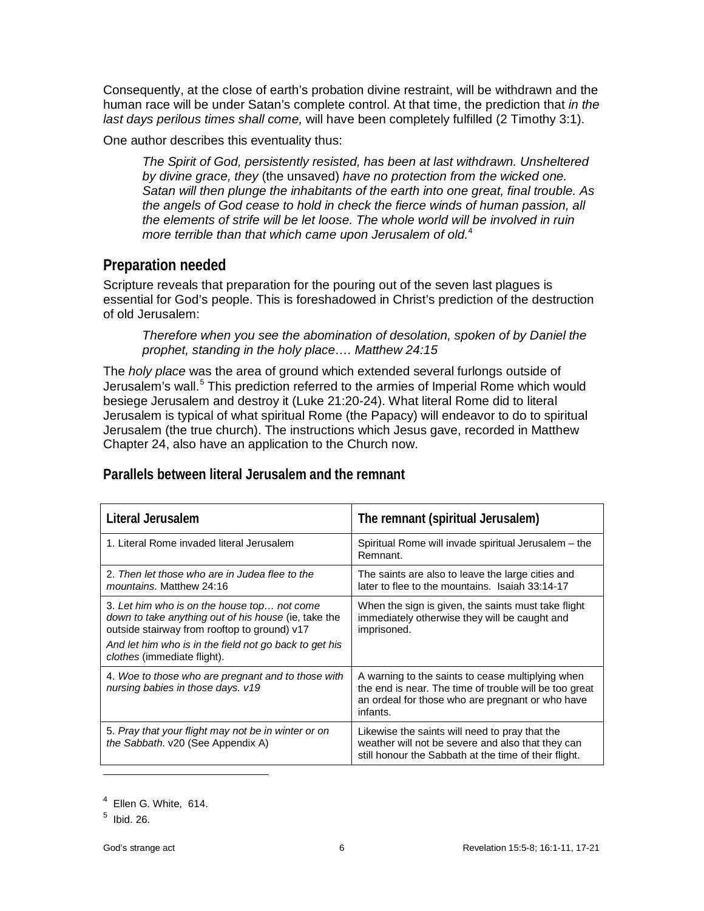Consequently, at the close of earth's probation divine restraint, will be withdrawn and the human race will be under Satan's complete control. At that time, the prediction that *in the last days perilous times shall come,* will have been completely fulfilled (2 Timothy 3:1).

One author describes this eventuality thus:

> *The Spirit of God, persistently resisted, has been at last withdrawn. Unsheltered by divine grace, they* (the unsaved) *have no protection from the wicked one. Satan will then plunge the inhabitants of the earth into one great, final trouble. As the angels of God cease to hold in check the fierce winds of human passion, all the elements of strife will be let loose. The whole world will be involved in ruin more terrible than that which came upon Jerusalem of old.*[4]

## Preparation needed

Scripture reveals that preparation for the pouring out of the seven last plagues is essential for God's people. This is foreshadowed in Christ's prediction of the destruction of old Jerusalem:

> *Therefore when you see the abomination of desolation, spoken of by Daniel the prophet, standing in the holy place…. Matthew 24:15*

The *holy place* was the area of ground which extended several furlongs outside of Jerusalem's wall.[5] This prediction referred to the armies of Imperial Rome which would besiege Jerusalem and destroy it (Luke 21:20-24). What literal Rome did to literal Jerusalem is typical of what spiritual Rome (the Papacy) will endeavor to do to spiritual Jerusalem (the true church). The instructions which Jesus gave, recorded in Matthew Chapter 24, also have an application to the Church now.

### Parallels between literal Jerusalem and the remnant

| Literal Jerusalem | The remnant (spiritual Jerusalem) |
|---|---|
| 1. Literal Rome invaded literal Jerusalem | Spiritual Rome will invade spiritual Jerusalem – the Remnant. |
| 2. *Then let those who are in Judea flee to the mountains.* Matthew 24:16 | The saints are also to leave the large cities and later to flee to the mountains. Isaiah 33:14-17 |
| 3. *Let him who is on the house top… not come down to take anything out of his house* (ie, take the outside stairway from rooftop to ground) v17<br>*And let him who is in the field not go back to get his clothes* (immediate flight). | When the sign is given, the saints must take flight immediately otherwise they will be caught and imprisoned. |
| 4. *Woe to those who are pregnant and to those with nursing babies in those days. v19* | A warning to the saints to cease multiplying when the end is near. The time of trouble will be too great an ordeal for those who are pregnant or who have infants. |
| 5. *Pray that your flight may not be in winter or on the Sabbath.* v20 (See Appendix A) | Likewise the saints will need to pray that the weather will not be severe and also that they can still honour the Sabbath at the time of their flight. |

---

[4] Ellen G. White, 614.

[5] Ibid. 26.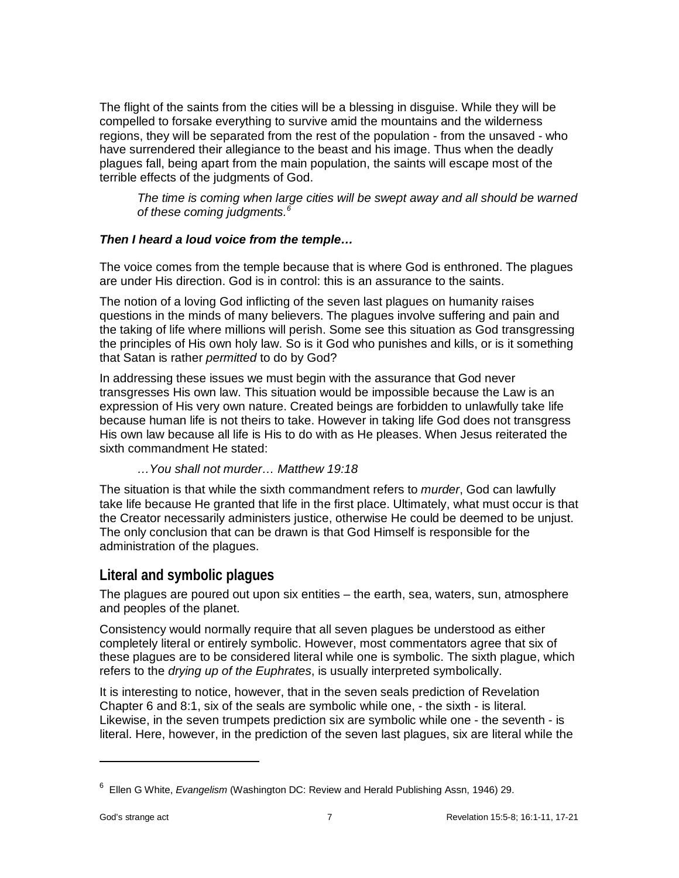The flight of the saints from the cities will be a blessing in disguise. While they will be compelled to forsake everything to survive amid the mountains and the wilderness regions, they will be separated from the rest of the population - from the unsaved - who have surrendered their allegiance to the beast and his image. Thus when the deadly plagues fall, being apart from the main population, the saints will escape most of the terrible effects of the judgments of God.

> *The time is coming when large cities will be swept away and all should be warned of these coming judgments.*[6]

***Then I heard a loud voice from the temple…***

The voice comes from the temple because that is where God is enthroned. The plagues are under His direction. God is in control: this is an assurance to the saints.

The notion of a loving God inflicting of the seven last plagues on humanity raises questions in the minds of many believers. The plagues involve suffering and pain and the taking of life where millions will perish. Some see this situation as God transgressing the principles of His own holy law. So is it God who punishes and kills, or is it something that Satan is rather *permitted* to do by God?

In addressing these issues we must begin with the assurance that God never transgresses His own law. This situation would be impossible because the Law is an expression of His very own nature. Created beings are forbidden to unlawfully take life because human life is not theirs to take. However in taking life God does not transgress His own law because all life is His to do with as He pleases. When Jesus reiterated the sixth commandment He stated:

> *…You shall not murder… Matthew 19:18*

The situation is that while the sixth commandment refers to *murder*, God can lawfully take life because He granted that life in the first place. Ultimately, what must occur is that the Creator necessarily administers justice, otherwise He could be deemed to be unjust. The only conclusion that can be drawn is that God Himself is responsible for the administration of the plagues.

## Literal and symbolic plagues

The plagues are poured out upon six entities – the earth, sea, waters, sun, atmosphere and peoples of the planet.

Consistency would normally require that all seven plagues be understood as either completely literal or entirely symbolic. However, most commentators agree that six of these plagues are to be considered literal while one is symbolic. The sixth plague, which refers to the *drying up of the Euphrates*, is usually interpreted symbolically.

It is interesting to notice, however, that in the seven seals prediction of Revelation Chapter 6 and 8:1, six of the seals are symbolic while one, - the sixth - is literal. Likewise, in the seven trumpets prediction six are symbolic while one - the seventh - is literal. Here, however, in the prediction of the seven last plagues, six are literal while the

---

[6] Ellen G White, *Evangelism* (Washington DC: Review and Herald Publishing Assn, 1946) 29.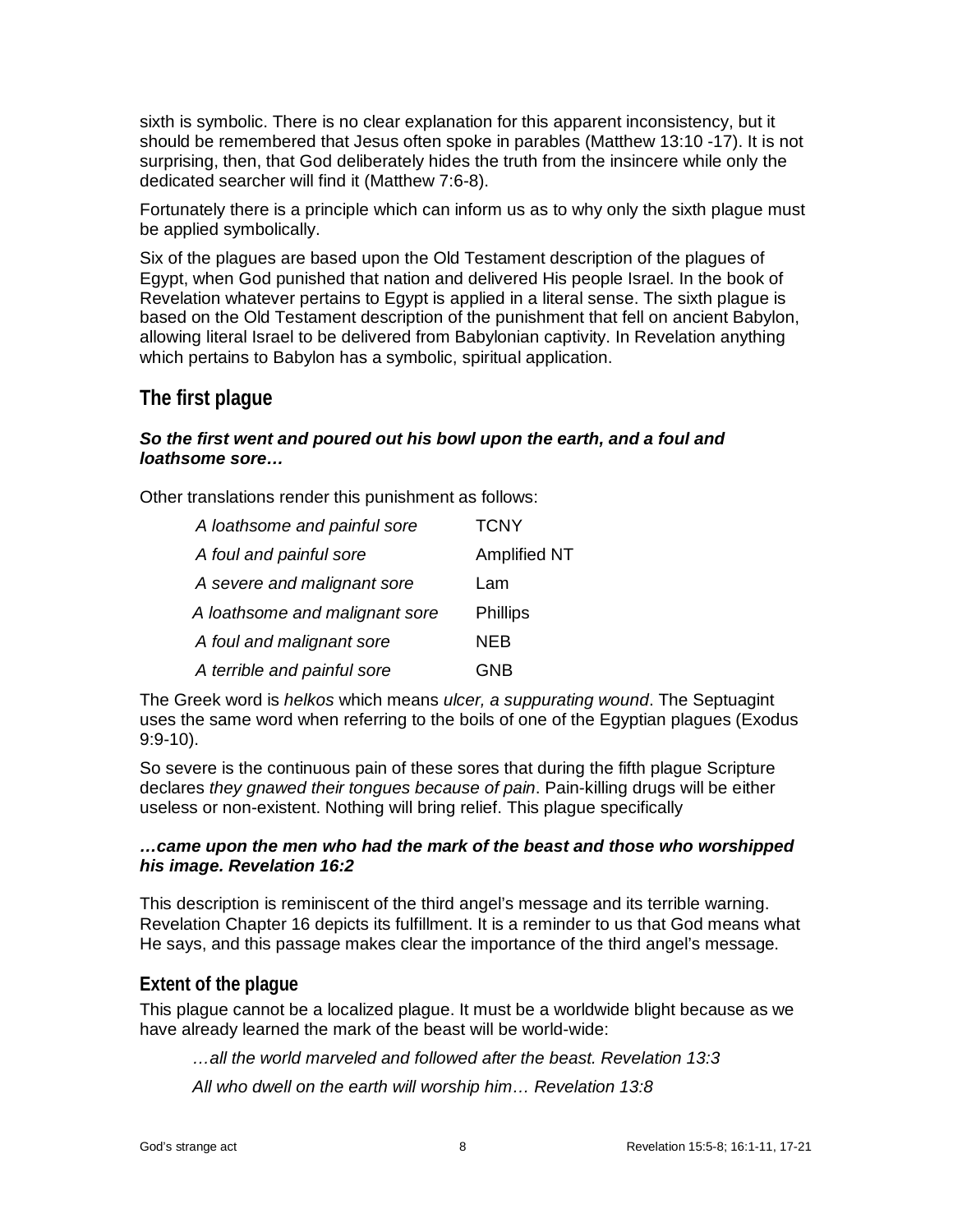sixth is symbolic. There is no clear explanation for this apparent inconsistency, but it should be remembered that Jesus often spoke in parables (Matthew 13:10 -17). It is not surprising, then, that God deliberately hides the truth from the insincere while only the dedicated searcher will find it (Matthew 7:6-8).

Fortunately there is a principle which can inform us as to why only the sixth plague must be applied symbolically.

Six of the plagues are based upon the Old Testament description of the plagues of Egypt, when God punished that nation and delivered His people Israel. In the book of Revelation whatever pertains to Egypt is applied in a literal sense. The sixth plague is based on the Old Testament description of the punishment that fell on ancient Babylon, allowing literal Israel to be delivered from Babylonian captivity. In Revelation anything which pertains to Babylon has a symbolic, spiritual application.

## The first plague

***So the first went and poured out his bowl upon the earth, and a foul and loathsome sore…***

Other translations render this punishment as follows:

| | |
|---|---|
| *A loathsome and painful sore* | TCNY |
| *A foul and painful sore* | Amplified NT |
| *A severe and malignant sore* | Lam |
| *A loathsome and malignant sore* | Phillips |
| *A foul and malignant sore* | NEB |
| *A terrible and painful sore* | GNB |

The Greek word is *helkos* which means *ulcer, a suppurating wound*. The Septuagint uses the same word when referring to the boils of one of the Egyptian plagues (Exodus 9:9-10).

So severe is the continuous pain of these sores that during the fifth plague Scripture declares *they gnawed their tongues because of pain*. Pain-killing drugs will be either useless or non-existent. Nothing will bring relief. This plague specifically

***…came upon the men who had the mark of the beast and those who worshipped his image. Revelation 16:2***

This description is reminiscent of the third angel's message and its terrible warning. Revelation Chapter 16 depicts its fulfillment. It is a reminder to us that God means what He says, and this passage makes clear the importance of the third angel's message.

### Extent of the plague

This plague cannot be a localized plague. It must be a worldwide blight because as we have already learned the mark of the beast will be world-wide:

*…all the world marveled and followed after the beast. Revelation 13:3*

*All who dwell on the earth will worship him… Revelation 13:8*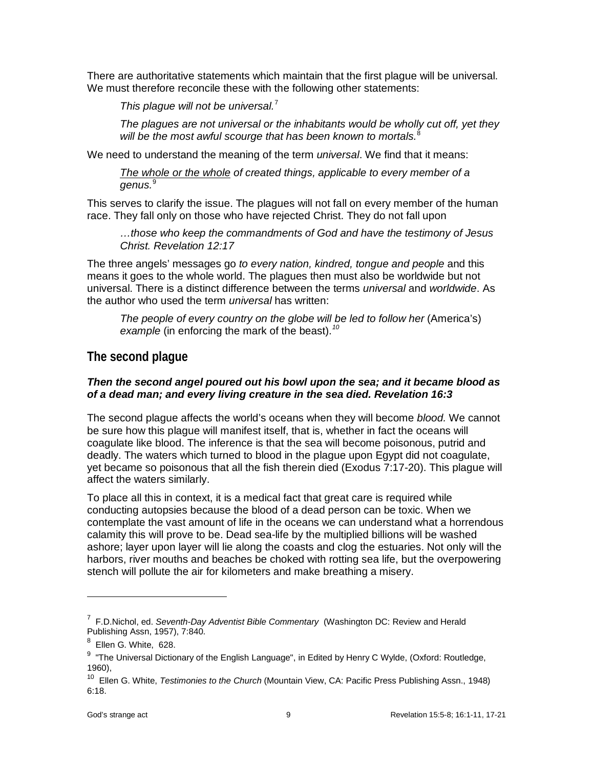There are authoritative statements which maintain that the first plague will be universal. We must therefore reconcile these with the following other statements:

> *This plague will not be universal.*[7]

> *The plagues are not universal or the inhabitants would be wholly cut off, yet they will be the most awful scourge that has been known to mortals.*[8]

We need to understand the meaning of the term *universal*. We find that it means:

> *The whole or the whole of created things, applicable to every member of a genus.*[9]

This serves to clarify the issue. The plagues will not fall on every member of the human race. They fall only on those who have rejected Christ. They do not fall upon

> *…those who keep the commandments of God and have the testimony of Jesus Christ. Revelation 12:17*

The three angels' messages go *to every nation, kindred, tongue and people* and this means it goes to the whole world. The plagues then must also be worldwide but not universal. There is a distinct difference between the terms *universal* and *worldwide*. As the author who used the term *universal* has written:

> *The people of every country on the globe will be led to follow her* (America's) *example* (in enforcing the mark of the beast).[10]

## The second plague

***Then the second angel poured out his bowl upon the sea; and it became blood as of a dead man; and every living creature in the sea died. Revelation 16:3***

The second plague affects the world's oceans when they will become *blood.* We cannot be sure how this plague will manifest itself, that is, whether in fact the oceans will coagulate like blood. The inference is that the sea will become poisonous, putrid and deadly. The waters which turned to blood in the plague upon Egypt did not coagulate, yet became so poisonous that all the fish therein died (Exodus 7:17-20). This plague will affect the waters similarly.

To place all this in context, it is a medical fact that great care is required while conducting autopsies because the blood of a dead person can be toxic. When we contemplate the vast amount of life in the oceans we can understand what a horrendous calamity this will prove to be. Dead sea-life by the multiplied billions will be washed ashore; layer upon layer will lie along the coasts and clog the estuaries. Not only will the harbors, river mouths and beaches be choked with rotting sea life, but the overpowering stench will pollute the air for kilometers and make breathing a misery.

---

[7] F.D.Nichol, ed. *Seventh-Day Adventist Bible Commentary* (Washington DC: Review and Herald Publishing Assn, 1957), 7:840.

[8] Ellen G. White, 628.

[9] "The Universal Dictionary of the English Language", in Edited by Henry C Wylde, (Oxford: Routledge, 1960),

[10] Ellen G. White, *Testimonies to the Church* (Mountain View, CA: Pacific Press Publishing Assn., 1948) 6:18.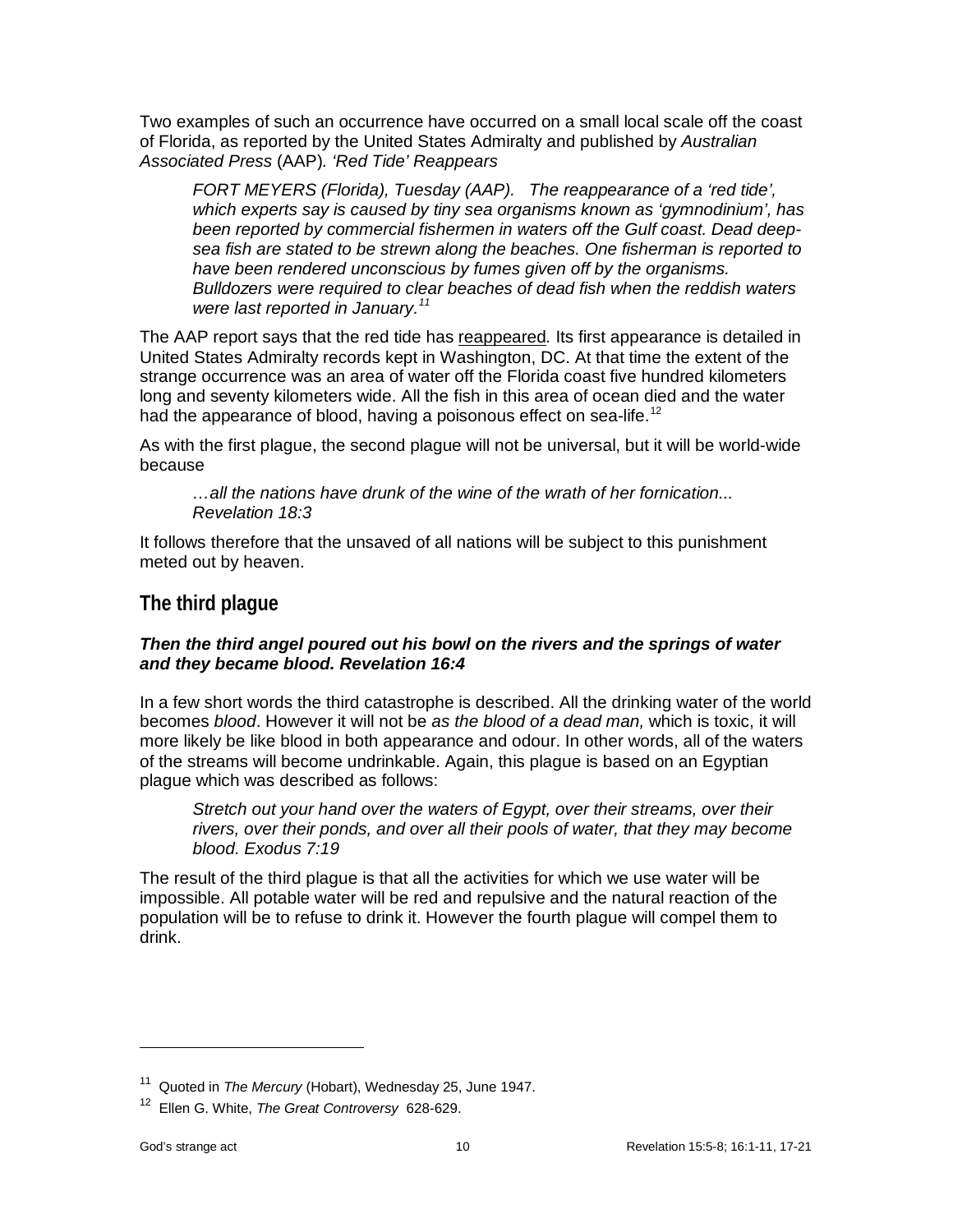Two examples of such an occurrence have occurred on a small local scale off the coast of Florida, as reported by the United States Admiralty and published by *Australian Associated Press* (AAP). *'Red Tide' Reappears*

> *FORT MEYERS (Florida), Tuesday (AAP). The reappearance of a 'red tide', which experts say is caused by tiny sea organisms known as 'gymnodinium', has been reported by commercial fishermen in waters off the Gulf coast. Dead deep-sea fish are stated to be strewn along the beaches. One fisherman is reported to have been rendered unconscious by fumes given off by the organisms. Bulldozers were required to clear beaches of dead fish when the reddish waters were last reported in January.*[11]

The AAP report says that the red tide has reappeared. Its first appearance is detailed in United States Admiralty records kept in Washington, DC. At that time the extent of the strange occurrence was an area of water off the Florida coast five hundred kilometers long and seventy kilometers wide. All the fish in this area of ocean died and the water had the appearance of blood, having a poisonous effect on sea-life.[12]

As with the first plague, the second plague will not be universal, but it will be world-wide because

> *…all the nations have drunk of the wine of the wrath of her fornication... Revelation 18:3*

It follows therefore that the unsaved of all nations will be subject to this punishment meted out by heaven.

## The third plague

***Then the third angel poured out his bowl on the rivers and the springs of water and they became blood. Revelation 16:4***

In a few short words the third catastrophe is described. All the drinking water of the world becomes *blood*. However it will not be *as the blood of a dead man,* which is toxic, it will more likely be like blood in both appearance and odour. In other words, all of the waters of the streams will become undrinkable. Again, this plague is based on an Egyptian plague which was described as follows:

> *Stretch out your hand over the waters of Egypt, over their streams, over their rivers, over their ponds, and over all their pools of water, that they may become blood. Exodus 7:19*

The result of the third plague is that all the activities for which we use water will be impossible. All potable water will be red and repulsive and the natural reaction of the population will be to refuse to drink it. However the fourth plague will compel them to drink.

---

[11] Quoted in *The Mercury* (Hobart), Wednesday 25, June 1947.

[12] Ellen G. White, *The Great Controversy* 628-629.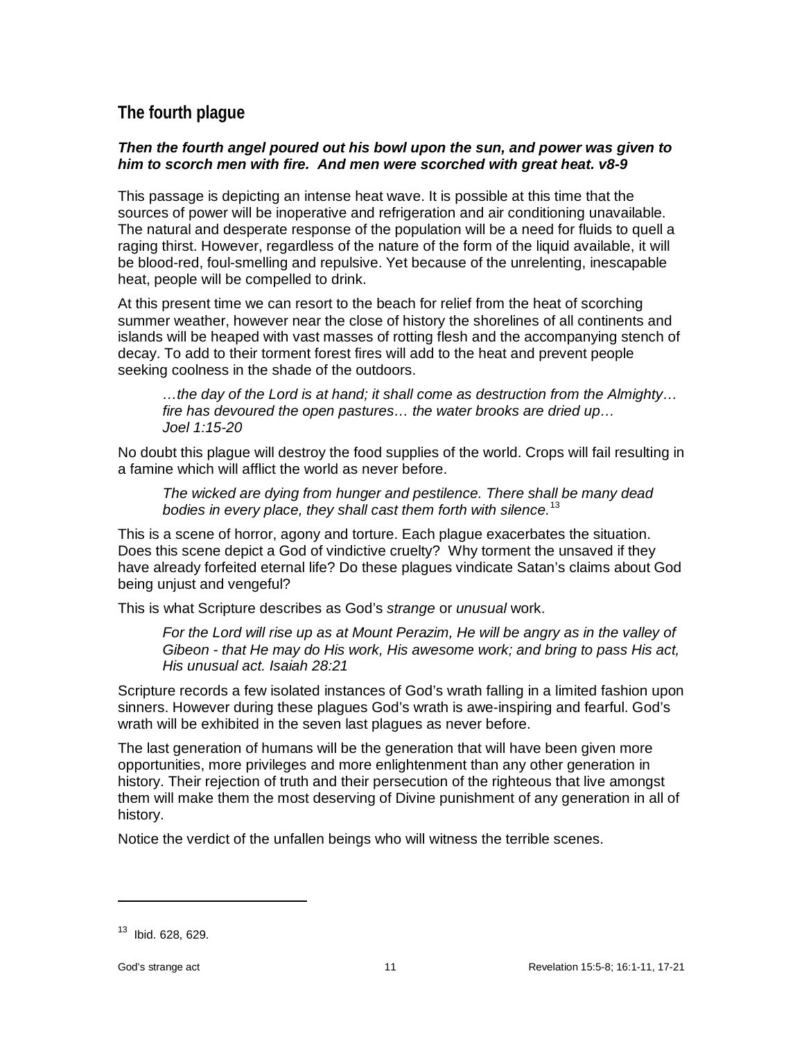## The fourth plague

***Then the fourth angel poured out his bowl upon the sun, and power was given to him to scorch men with fire. And men were scorched with great heat. v8-9***

This passage is depicting an intense heat wave. It is possible at this time that the sources of power will be inoperative and refrigeration and air conditioning unavailable. The natural and desperate response of the population will be a need for fluids to quell a raging thirst. However, regardless of the nature of the form of the liquid available, it will be blood-red, foul-smelling and repulsive. Yet because of the unrelenting, inescapable heat, people will be compelled to drink.

At this present time we can resort to the beach for relief from the heat of scorching summer weather, however near the close of history the shorelines of all continents and islands will be heaped with vast masses of rotting flesh and the accompanying stench of decay. To add to their torment forest fires will add to the heat and prevent people seeking coolness in the shade of the outdoors.

> *…the day of the Lord is at hand; it shall come as destruction from the Almighty… fire has devoured the open pastures… the water brooks are dried up… Joel 1:15-20*

No doubt this plague will destroy the food supplies of the world. Crops will fail resulting in a famine which will afflict the world as never before.

> *The wicked are dying from hunger and pestilence. There shall be many dead bodies in every place, they shall cast them forth with silence.*[13]

This is a scene of horror, agony and torture. Each plague exacerbates the situation. Does this scene depict a God of vindictive cruelty? Why torment the unsaved if they have already forfeited eternal life? Do these plagues vindicate Satan's claims about God being unjust and vengeful?

This is what Scripture describes as God's *strange* or *unusual* work.

> *For the Lord will rise up as at Mount Perazim, He will be angry as in the valley of Gibeon - that He may do His work, His awesome work; and bring to pass His act, His unusual act. Isaiah 28:21*

Scripture records a few isolated instances of God's wrath falling in a limited fashion upon sinners. However during these plagues God's wrath is awe-inspiring and fearful. God's wrath will be exhibited in the seven last plagues as never before.

The last generation of humans will be the generation that will have been given more opportunities, more privileges and more enlightenment than any other generation in history. Their rejection of truth and their persecution of the righteous that live amongst them will make them the most deserving of Divine punishment of any generation in all of history.

Notice the verdict of the unfallen beings who will witness the terrible scenes.

---

[13] Ibid. 628, 629.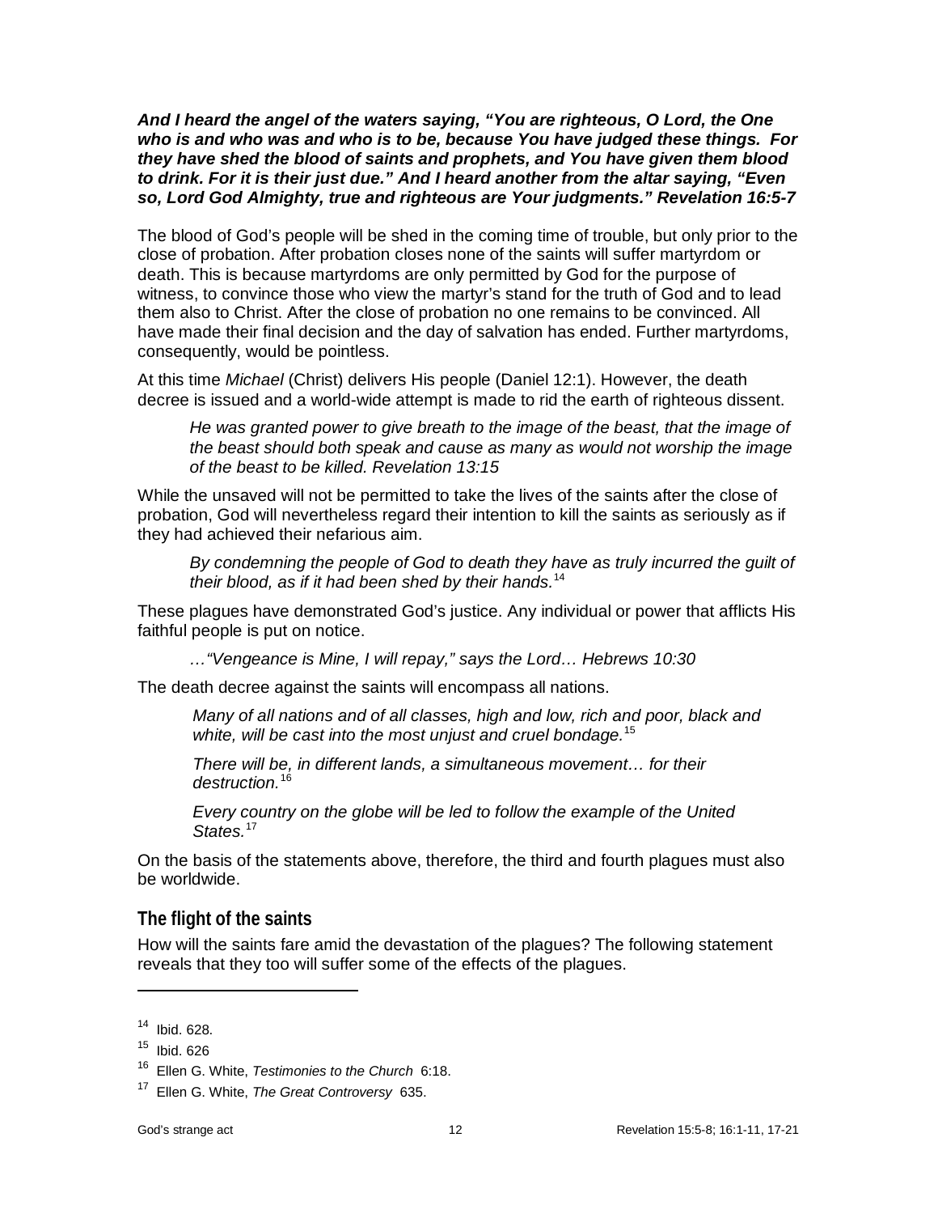***And I heard the angel of the waters saying, "You are righteous, O Lord, the One who is and who was and who is to be, because You have judged these things. For they have shed the blood of saints and prophets, and You have given them blood to drink. For it is their just due." And I heard another from the altar saying, "Even so, Lord God Almighty, true and righteous are Your judgments." Revelation 16:5-7***

The blood of God's people will be shed in the coming time of trouble, but only prior to the close of probation. After probation closes none of the saints will suffer martyrdom or death. This is because martyrdoms are only permitted by God for the purpose of witness, to convince those who view the martyr's stand for the truth of God and to lead them also to Christ. After the close of probation no one remains to be convinced. All have made their final decision and the day of salvation has ended. Further martyrdoms, consequently, would be pointless.

At this time *Michael* (Christ) delivers His people (Daniel 12:1). However, the death decree is issued and a world-wide attempt is made to rid the earth of righteous dissent.

> *He was granted power to give breath to the image of the beast, that the image of the beast should both speak and cause as many as would not worship the image of the beast to be killed. Revelation 13:15*

While the unsaved will not be permitted to take the lives of the saints after the close of probation, God will nevertheless regard their intention to kill the saints as seriously as if they had achieved their nefarious aim.

> *By condemning the people of God to death they have as truly incurred the guilt of their blood, as if it had been shed by their hands.*[14]

These plagues have demonstrated God's justice. Any individual or power that afflicts His faithful people is put on notice.

> *…"Vengeance is Mine, I will repay," says the Lord… Hebrews 10:30*

The death decree against the saints will encompass all nations.

> *Many of all nations and of all classes, high and low, rich and poor, black and white, will be cast into the most unjust and cruel bondage.*[15]
>
> *There will be, in different lands, a simultaneous movement… for their destruction.*[16]
>
> *Every country on the globe will be led to follow the example of the United States.*[17]

On the basis of the statements above, therefore, the third and fourth plagues must also be worldwide.

## The flight of the saints

How will the saints fare amid the devastation of the plagues? The following statement reveals that they too will suffer some of the effects of the plagues.

---

[14] Ibid. 628.

[15] Ibid. 626

[16] Ellen G. White, *Testimonies to the Church* 6:18.

[17] Ellen G. White, *The Great Controversy* 635.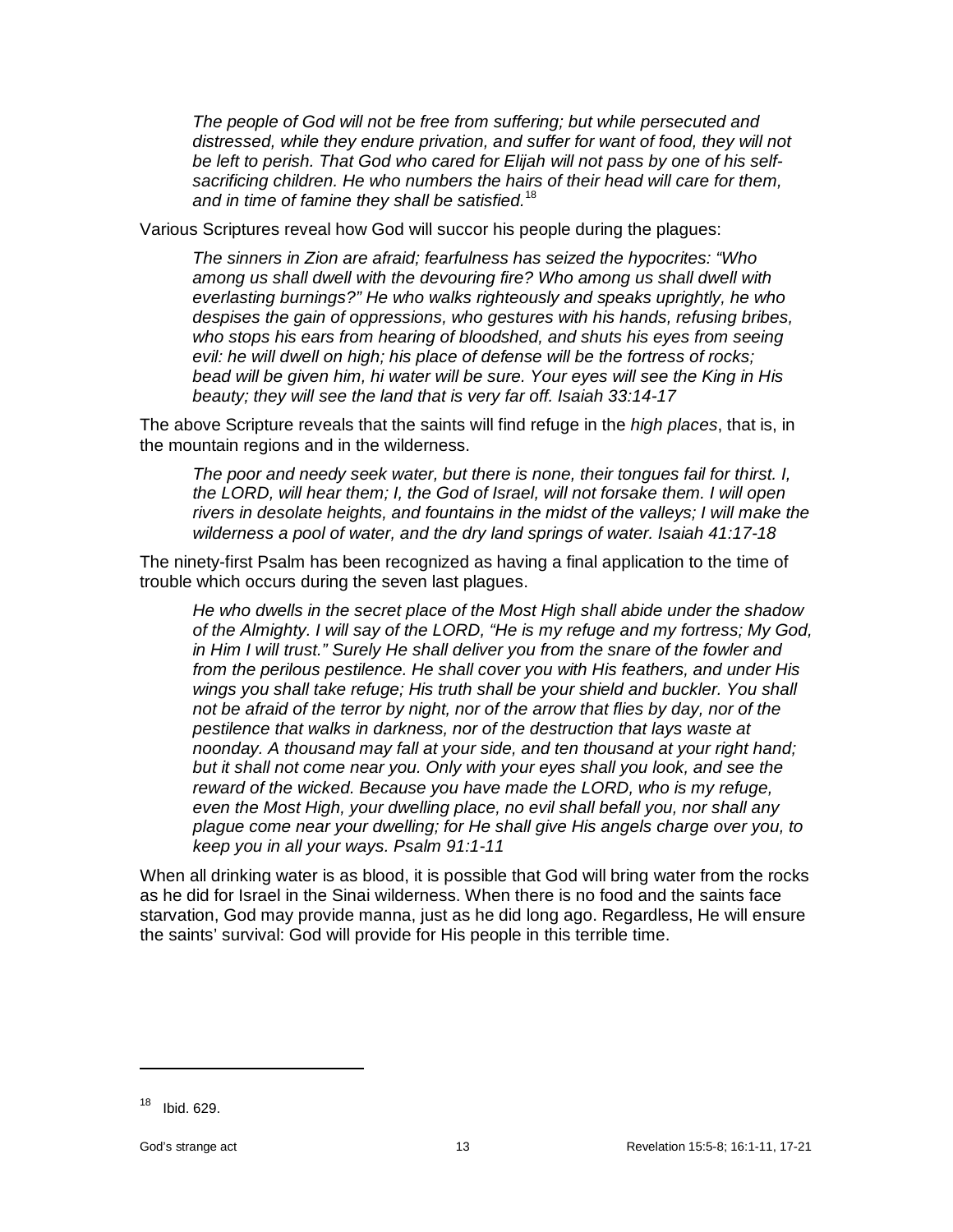> *The people of God will not be free from suffering; but while persecuted and distressed, while they endure privation, and suffer for want of food, they will not be left to perish. That God who cared for Elijah will not pass by one of his self-sacrificing children. He who numbers the hairs of their head will care for them, and in time of famine they shall be satisfied.*[18]

Various Scriptures reveal how God will succor his people during the plagues:

> *The sinners in Zion are afraid; fearfulness has seized the hypocrites: "Who among us shall dwell with the devouring fire? Who among us shall dwell with everlasting burnings?" He who walks righteously and speaks uprightly, he who despises the gain of oppressions, who gestures with his hands, refusing bribes, who stops his ears from hearing of bloodshed, and shuts his eyes from seeing evil: he will dwell on high; his place of defense will be the fortress of rocks; bead will be given him, hi water will be sure. Your eyes will see the King in His beauty; they will see the land that is very far off. Isaiah 33:14-17*

The above Scripture reveals that the saints will find refuge in the *high places*, that is, in the mountain regions and in the wilderness.

> *The poor and needy seek water, but there is none, their tongues fail for thirst. I, the LORD, will hear them; I, the God of Israel, will not forsake them. I will open rivers in desolate heights, and fountains in the midst of the valleys; I will make the wilderness a pool of water, and the dry land springs of water. Isaiah 41:17-18*

The ninety-first Psalm has been recognized as having a final application to the time of trouble which occurs during the seven last plagues.

> *He who dwells in the secret place of the Most High shall abide under the shadow of the Almighty. I will say of the LORD, "He is my refuge and my fortress; My God, in Him I will trust." Surely He shall deliver you from the snare of the fowler and from the perilous pestilence. He shall cover you with His feathers, and under His wings you shall take refuge; His truth shall be your shield and buckler. You shall not be afraid of the terror by night, nor of the arrow that flies by day, nor of the pestilence that walks in darkness, nor of the destruction that lays waste at noonday. A thousand may fall at your side, and ten thousand at your right hand; but it shall not come near you. Only with your eyes shall you look, and see the reward of the wicked. Because you have made the LORD, who is my refuge, even the Most High, your dwelling place, no evil shall befall you, nor shall any plague come near your dwelling; for He shall give His angels charge over you, to keep you in all your ways. Psalm 91:1-11*

When all drinking water is as blood, it is possible that God will bring water from the rocks as he did for Israel in the Sinai wilderness. When there is no food and the saints face starvation, God may provide manna, just as he did long ago. Regardless, He will ensure the saints' survival: God will provide for His people in this terrible time.

---

[18] Ibid. 629.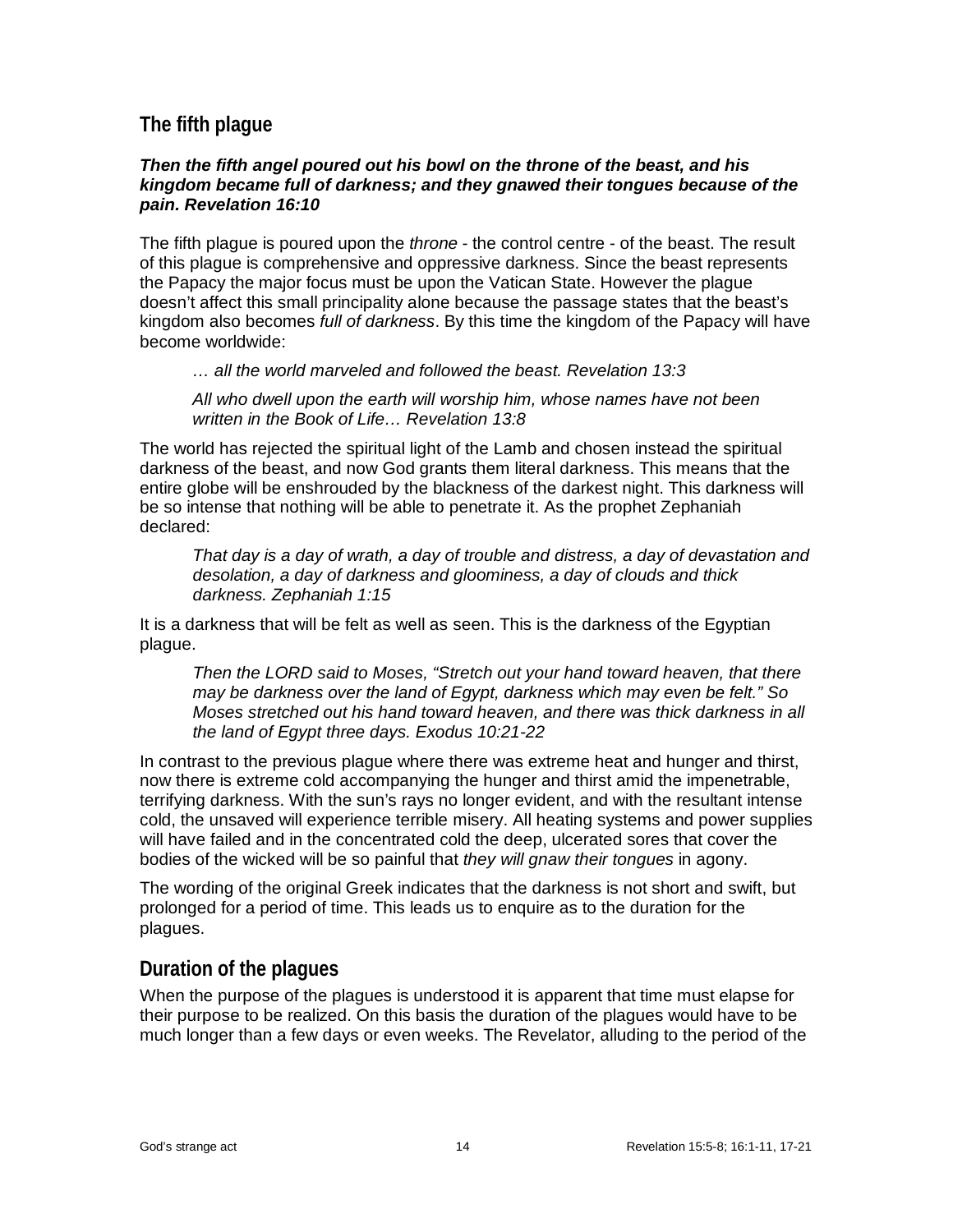## The fifth plague

***Then the fifth angel poured out his bowl on the throne of the beast, and his kingdom became full of darkness; and they gnawed their tongues because of the pain. Revelation 16:10***

The fifth plague is poured upon the *throne* - the control centre - of the beast. The result of this plague is comprehensive and oppressive darkness. Since the beast represents the Papacy the major focus must be upon the Vatican State. However the plague doesn't affect this small principality alone because the passage states that the beast's kingdom also becomes *full of darkness*. By this time the kingdom of the Papacy will have become worldwide:

> *… all the world marveled and followed the beast. Revelation 13:3*
>
> *All who dwell upon the earth will worship him, whose names have not been written in the Book of Life… Revelation 13:8*

The world has rejected the spiritual light of the Lamb and chosen instead the spiritual darkness of the beast, and now God grants them literal darkness. This means that the entire globe will be enshrouded by the blackness of the darkest night. This darkness will be so intense that nothing will be able to penetrate it. As the prophet Zephaniah declared:

> *That day is a day of wrath, a day of trouble and distress, a day of devastation and desolation, a day of darkness and gloominess, a day of clouds and thick darkness. Zephaniah 1:15*

It is a darkness that will be felt as well as seen. This is the darkness of the Egyptian plague.

> *Then the LORD said to Moses, "Stretch out your hand toward heaven, that there may be darkness over the land of Egypt, darkness which may even be felt." So Moses stretched out his hand toward heaven, and there was thick darkness in all the land of Egypt three days. Exodus 10:21-22*

In contrast to the previous plague where there was extreme heat and hunger and thirst, now there is extreme cold accompanying the hunger and thirst amid the impenetrable, terrifying darkness. With the sun's rays no longer evident, and with the resultant intense cold, the unsaved will experience terrible misery. All heating systems and power supplies will have failed and in the concentrated cold the deep, ulcerated sores that cover the bodies of the wicked will be so painful that *they will gnaw their tongues* in agony.

The wording of the original Greek indicates that the darkness is not short and swift, but prolonged for a period of time. This leads us to enquire as to the duration for the plagues.

## Duration of the plagues

When the purpose of the plagues is understood it is apparent that time must elapse for their purpose to be realized. On this basis the duration of the plagues would have to be much longer than a few days or even weeks. The Revelator, alluding to the period of the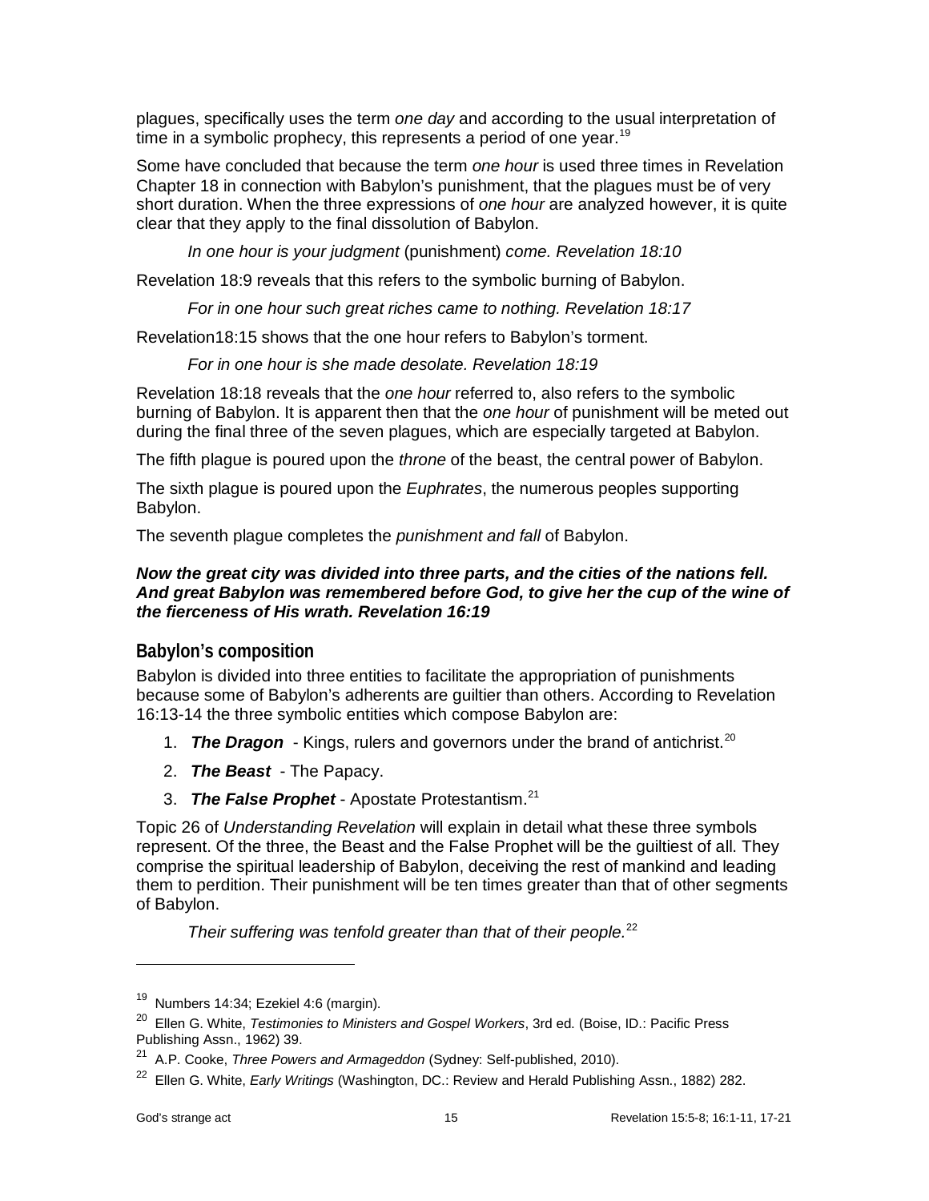plagues, specifically uses the term *one day* and according to the usual interpretation of time in a symbolic prophecy, this represents a period of one year.[19]

Some have concluded that because the term *one hour* is used three times in Revelation Chapter 18 in connection with Babylon's punishment, that the plagues must be of very short duration. When the three expressions of *one hour* are analyzed however, it is quite clear that they apply to the final dissolution of Babylon.

> *In one hour is your judgment* (punishment) *come. Revelation 18:10*

Revelation 18:9 reveals that this refers to the symbolic burning of Babylon.

> *For in one hour such great riches came to nothing. Revelation 18:17*

Revelation18:15 shows that the one hour refers to Babylon's torment.

> *For in one hour is she made desolate. Revelation 18:19*

Revelation 18:18 reveals that the *one hour* referred to, also refers to the symbolic burning of Babylon. It is apparent then that the *one hour* of punishment will be meted out during the final three of the seven plagues, which are especially targeted at Babylon.

The fifth plague is poured upon the *throne* of the beast, the central power of Babylon.

The sixth plague is poured upon the *Euphrates*, the numerous peoples supporting Babylon.

The seventh plague completes the *punishment and fall* of Babylon.

***Now the great city was divided into three parts, and the cities of the nations fell. And great Babylon was remembered before God, to give her the cup of the wine of the fierceness of His wrath. Revelation 16:19***

## Babylon's composition

Babylon is divided into three entities to facilitate the appropriation of punishments because some of Babylon's adherents are guiltier than others. According to Revelation 16:13-14 the three symbolic entities which compose Babylon are:

1. ***The Dragon*** - Kings, rulers and governors under the brand of antichrist.[20]
2. ***The Beast*** - The Papacy.
3. ***The False Prophet*** - Apostate Protestantism.[21]

Topic 26 of *Understanding Revelation* will explain in detail what these three symbols represent. Of the three, the Beast and the False Prophet will be the guiltiest of all. They comprise the spiritual leadership of Babylon, deceiving the rest of mankind and leading them to perdition. Their punishment will be ten times greater than that of other segments of Babylon.

> *Their suffering was tenfold greater than that of their people.*[22]

---

[19] Numbers 14:34; Ezekiel 4:6 (margin).

[20] Ellen G. White, *Testimonies to Ministers and Gospel Workers*, 3rd ed. (Boise, ID.: Pacific Press Publishing Assn., 1962) 39.

[21] A.P. Cooke, *Three Powers and Armageddon* (Sydney: Self-published, 2010).

[22] Ellen G. White, *Early Writings* (Washington, DC.: Review and Herald Publishing Assn., 1882) 282.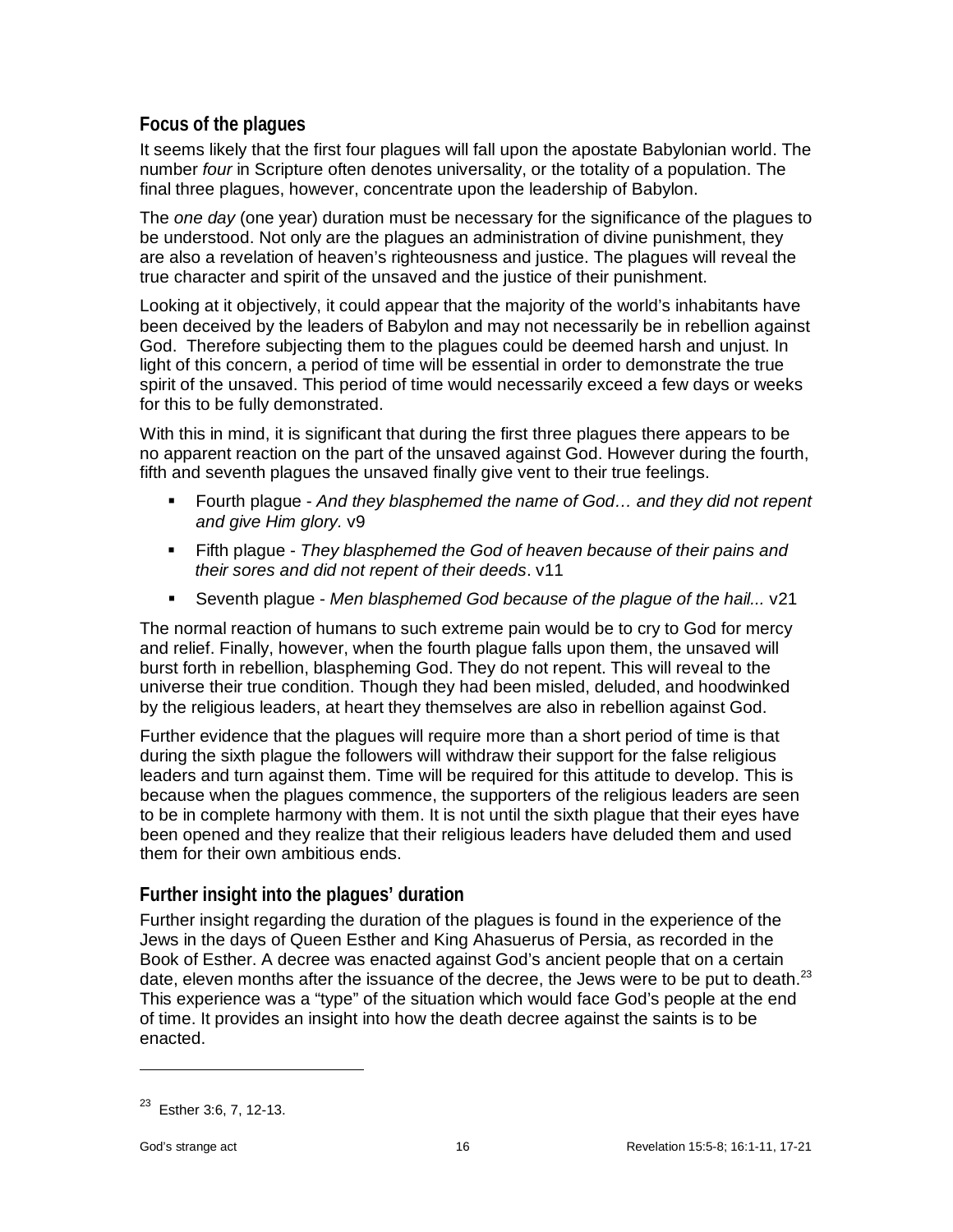## Focus of the plagues

It seems likely that the first four plagues will fall upon the apostate Babylonian world. The number *four* in Scripture often denotes universality, or the totality of a population. The final three plagues, however, concentrate upon the leadership of Babylon.

The *one day* (one year) duration must be necessary for the significance of the plagues to be understood. Not only are the plagues an administration of divine punishment, they are also a revelation of heaven's righteousness and justice. The plagues will reveal the true character and spirit of the unsaved and the justice of their punishment.

Looking at it objectively, it could appear that the majority of the world's inhabitants have been deceived by the leaders of Babylon and may not necessarily be in rebellion against God. Therefore subjecting them to the plagues could be deemed harsh and unjust. In light of this concern, a period of time will be essential in order to demonstrate the true spirit of the unsaved. This period of time would necessarily exceed a few days or weeks for this to be fully demonstrated.

With this in mind, it is significant that during the first three plagues there appears to be no apparent reaction on the part of the unsaved against God. However during the fourth, fifth and seventh plagues the unsaved finally give vent to their true feelings.

- Fourth plague - *And they blasphemed the name of God… and they did not repent and give Him glory.* v9
- Fifth plague - *They blasphemed the God of heaven because of their pains and their sores and did not repent of their deeds*. v11
- Seventh plague - *Men blasphemed God because of the plague of the hail...* v21

The normal reaction of humans to such extreme pain would be to cry to God for mercy and relief. Finally, however, when the fourth plague falls upon them, the unsaved will burst forth in rebellion, blaspheming God. They do not repent. This will reveal to the universe their true condition. Though they had been misled, deluded, and hoodwinked by the religious leaders, at heart they themselves are also in rebellion against God.

Further evidence that the plagues will require more than a short period of time is that during the sixth plague the followers will withdraw their support for the false religious leaders and turn against them. Time will be required for this attitude to develop. This is because when the plagues commence, the supporters of the religious leaders are seen to be in complete harmony with them. It is not until the sixth plague that their eyes have been opened and they realize that their religious leaders have deluded them and used them for their own ambitious ends.

## Further insight into the plagues' duration

Further insight regarding the duration of the plagues is found in the experience of the Jews in the days of Queen Esther and King Ahasuerus of Persia, as recorded in the Book of Esther. A decree was enacted against God's ancient people that on a certain date, eleven months after the issuance of the decree, the Jews were to be put to death.[23] This experience was a "type" of the situation which would face God's people at the end of time. It provides an insight into how the death decree against the saints is to be enacted.

---

[23] Esther 3:6, 7, 12-13.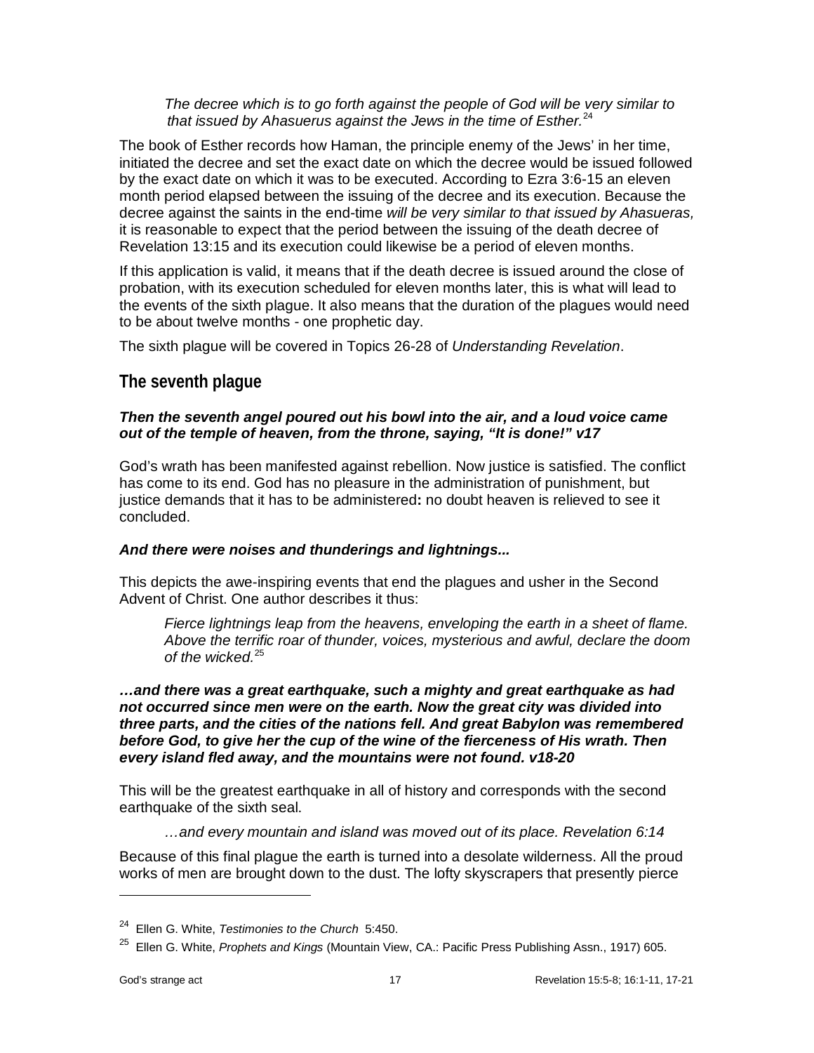> *The decree which is to go forth against the people of God will be very similar to that issued by Ahasuerus against the Jews in the time of Esther.*[24]

The book of Esther records how Haman, the principle enemy of the Jews' in her time, initiated the decree and set the exact date on which the decree would be issued followed by the exact date on which it was to be executed. According to Ezra 3:6-15 an eleven month period elapsed between the issuing of the decree and its execution. Because the decree against the saints in the end-time *will be very similar to that issued by Ahasueras,* it is reasonable to expect that the period between the issuing of the death decree of Revelation 13:15 and its execution could likewise be a period of eleven months.

If this application is valid, it means that if the death decree is issued around the close of probation, with its execution scheduled for eleven months later, this is what will lead to the events of the sixth plague. It also means that the duration of the plagues would need to be about twelve months - one prophetic day.

The sixth plague will be covered in Topics 26-28 of *Understanding Revelation*.

## The seventh plague

***Then the seventh angel poured out his bowl into the air, and a loud voice came out of the temple of heaven, from the throne, saying, "It is done!" v17***

God's wrath has been manifested against rebellion. Now justice is satisfied. The conflict has come to its end. God has no pleasure in the administration of punishment, but justice demands that it has to be administered**:** no doubt heaven is relieved to see it concluded.

***And there were noises and thunderings and lightnings...***

This depicts the awe-inspiring events that end the plagues and usher in the Second Advent of Christ. One author describes it thus:

> *Fierce lightnings leap from the heavens, enveloping the earth in a sheet of flame. Above the terrific roar of thunder, voices, mysterious and awful, declare the doom of the wicked.*[25]

***…and there was a great earthquake, such a mighty and great earthquake as had not occurred since men were on the earth. Now the great city was divided into three parts, and the cities of the nations fell. And great Babylon was remembered before God, to give her the cup of the wine of the fierceness of His wrath. Then every island fled away, and the mountains were not found. v18-20***

This will be the greatest earthquake in all of history and corresponds with the second earthquake of the sixth seal.

> *…and every mountain and island was moved out of its place. Revelation 6:14*

Because of this final plague the earth is turned into a desolate wilderness. All the proud works of men are brought down to the dust. The lofty skyscrapers that presently pierce

---

[24] Ellen G. White, *Testimonies to the Church* 5:450.

[25] Ellen G. White, *Prophets and Kings* (Mountain View, CA.: Pacific Press Publishing Assn., 1917) 605.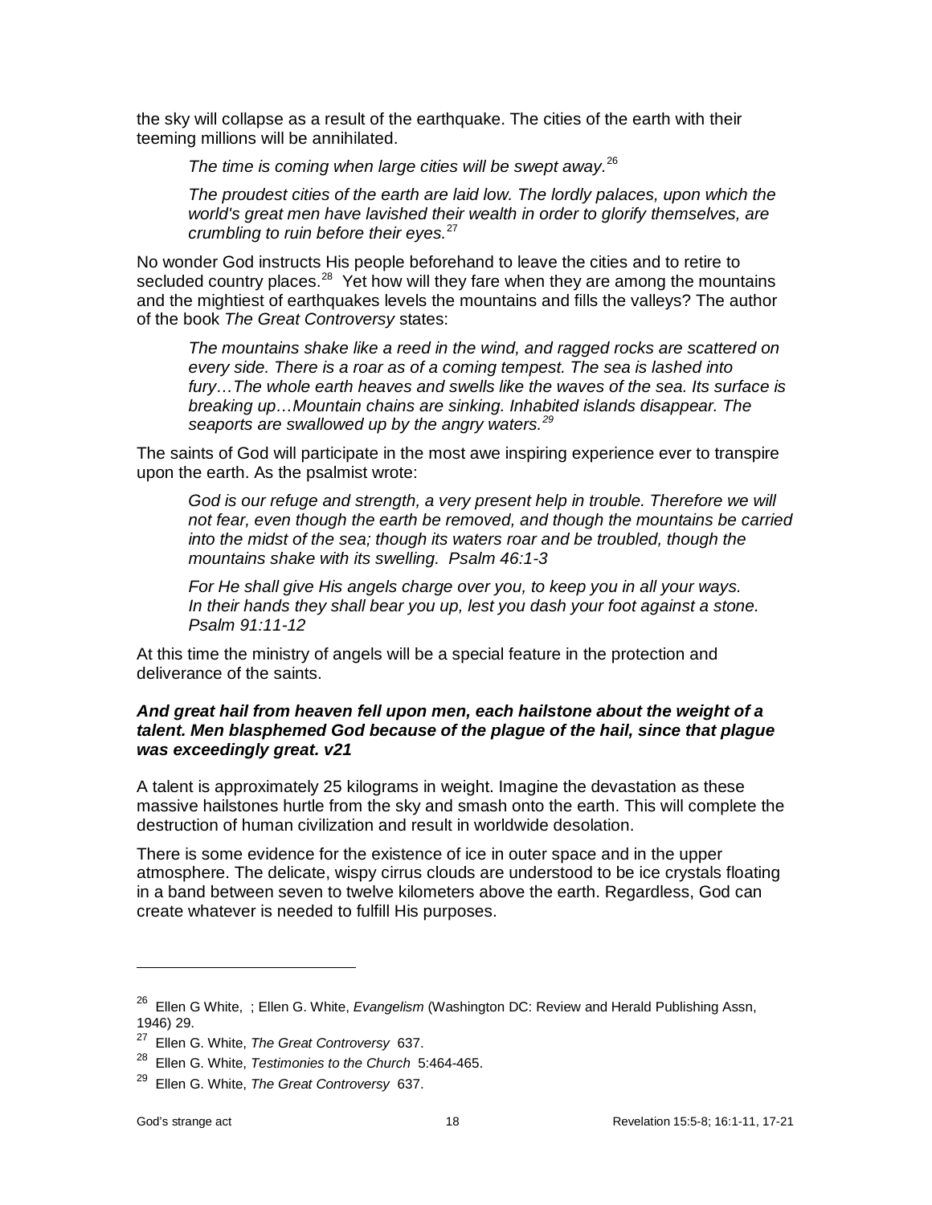the sky will collapse as a result of the earthquake. The cities of the earth with their teeming millions will be annihilated.

> *The time is coming when large cities will be swept away.*[26]

> *The proudest cities of the earth are laid low. The lordly palaces, upon which the world's great men have lavished their wealth in order to glorify themselves, are crumbling to ruin before their eyes.*[27]

No wonder God instructs His people beforehand to leave the cities and to retire to secluded country places.[28] Yet how will they fare when they are among the mountains and the mightiest of earthquakes levels the mountains and fills the valleys? The author of the book *The Great Controversy* states:

> *The mountains shake like a reed in the wind, and ragged rocks are scattered on every side. There is a roar as of a coming tempest. The sea is lashed into fury…The whole earth heaves and swells like the waves of the sea. Its surface is breaking up…Mountain chains are sinking. Inhabited islands disappear. The seaports are swallowed up by the angry waters.*[29]

The saints of God will participate in the most awe inspiring experience ever to transpire upon the earth. As the psalmist wrote:

> *God is our refuge and strength, a very present help in trouble. Therefore we will not fear, even though the earth be removed, and though the mountains be carried into the midst of the sea; though its waters roar and be troubled, though the mountains shake with its swelling. Psalm 46:1-3*

> *For He shall give His angels charge over you, to keep you in all your ways. In their hands they shall bear you up, lest you dash your foot against a stone. Psalm 91:11-12*

At this time the ministry of angels will be a special feature in the protection and deliverance of the saints.

***And great hail from heaven fell upon men, each hailstone about the weight of a talent. Men blasphemed God because of the plague of the hail, since that plague was exceedingly great. v21***

A talent is approximately 25 kilograms in weight. Imagine the devastation as these massive hailstones hurtle from the sky and smash onto the earth. This will complete the destruction of human civilization and result in worldwide desolation.

There is some evidence for the existence of ice in outer space and in the upper atmosphere. The delicate, wispy cirrus clouds are understood to be ice crystals floating in a band between seven to twelve kilometers above the earth. Regardless, God can create whatever is needed to fulfill His purposes.

---

[26] Ellen G White, ; Ellen G. White, *Evangelism* (Washington DC: Review and Herald Publishing Assn, 1946) 29.

[27] Ellen G. White, *The Great Controversy* 637.

[28] Ellen G. White, *Testimonies to the Church* 5:464-465.

[29] Ellen G. White, *The Great Controversy* 637.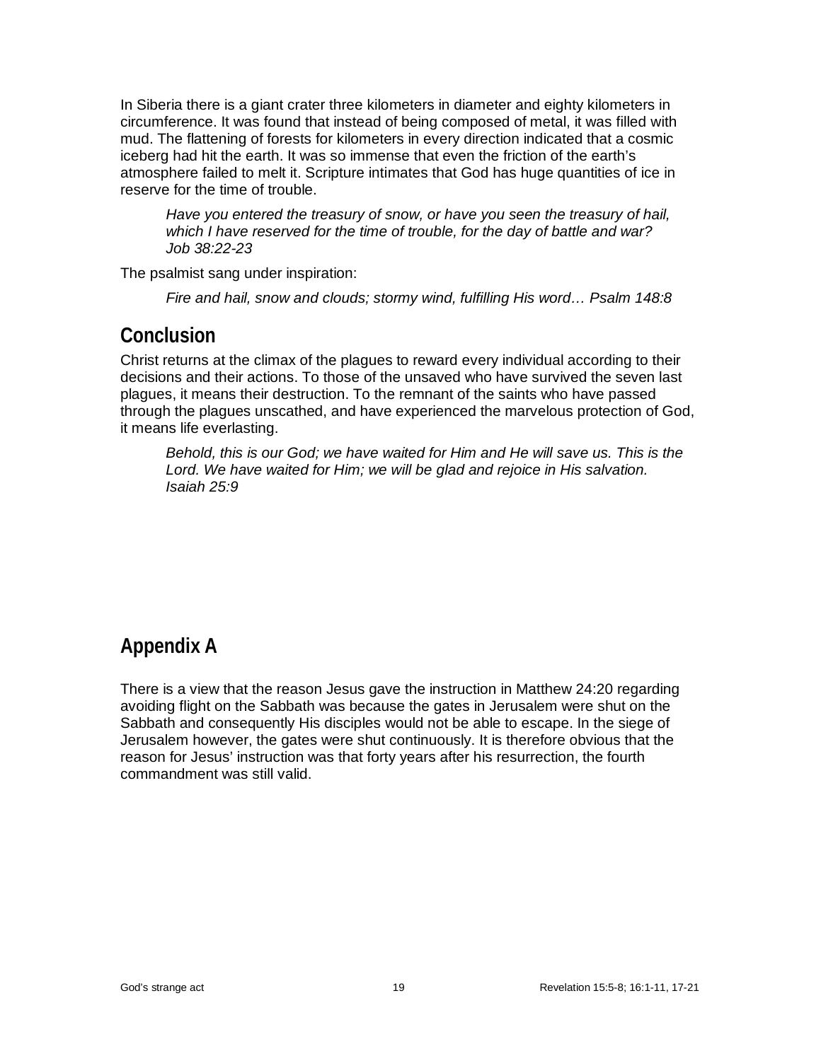In Siberia there is a giant crater three kilometers in diameter and eighty kilometers in circumference. It was found that instead of being composed of metal, it was filled with mud. The flattening of forests for kilometers in every direction indicated that a cosmic iceberg had hit the earth. It was so immense that even the friction of the earth's atmosphere failed to melt it. Scripture intimates that God has huge quantities of ice in reserve for the time of trouble.

> *Have you entered the treasury of snow, or have you seen the treasury of hail, which I have reserved for the time of trouble, for the day of battle and war? Job 38:22-23*

The psalmist sang under inspiration:

> *Fire and hail, snow and clouds; stormy wind, fulfilling His word… Psalm 148:8*

## Conclusion

Christ returns at the climax of the plagues to reward every individual according to their decisions and their actions. To those of the unsaved who have survived the seven last plagues, it means their destruction. To the remnant of the saints who have passed through the plagues unscathed, and have experienced the marvelous protection of God, it means life everlasting.

> *Behold, this is our God; we have waited for Him and He will save us. This is the Lord. We have waited for Him; we will be glad and rejoice in His salvation. Isaiah 25:9*

## Appendix A

There is a view that the reason Jesus gave the instruction in Matthew 24:20 regarding avoiding flight on the Sabbath was because the gates in Jerusalem were shut on the Sabbath and consequently His disciples would not be able to escape. In the siege of Jerusalem however, the gates were shut continuously. It is therefore obvious that the reason for Jesus' instruction was that forty years after his resurrection, the fourth commandment was still valid.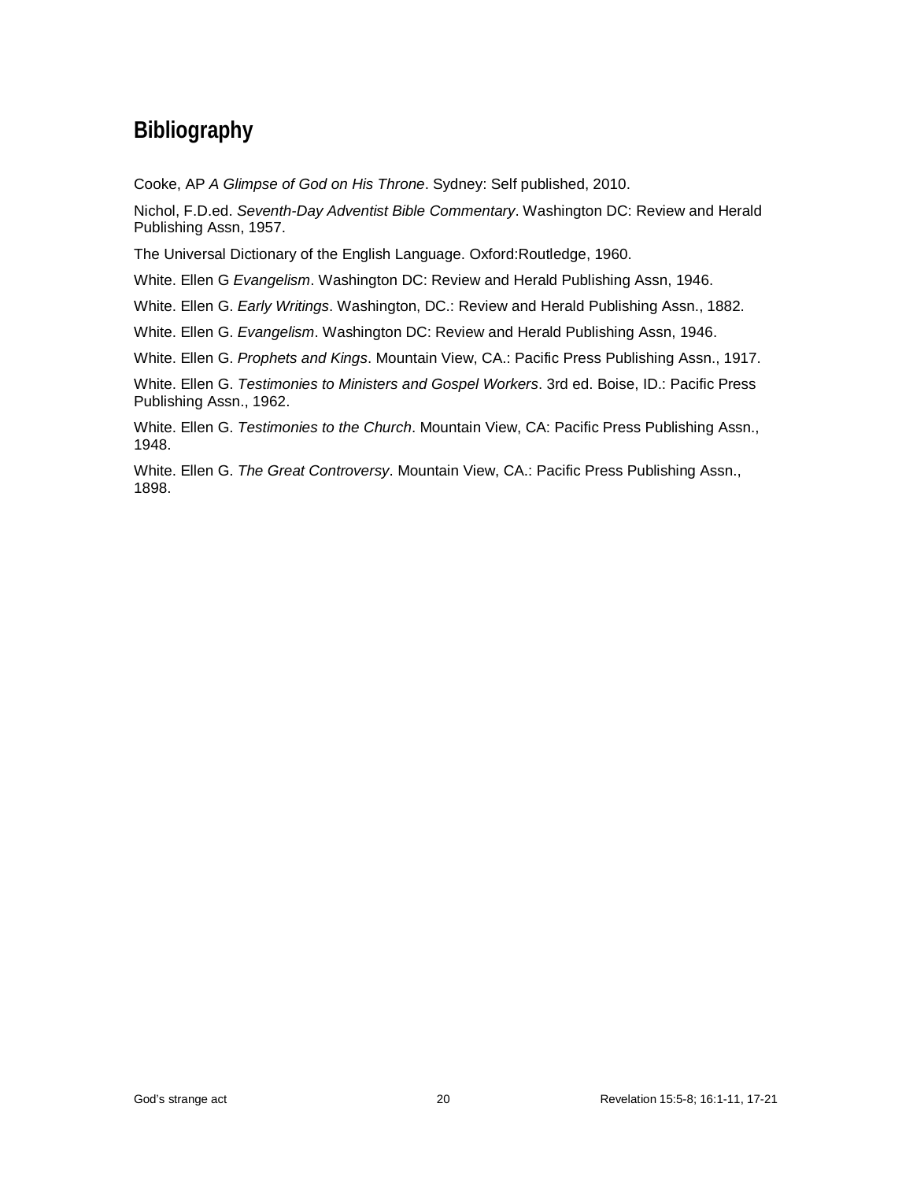## Bibliography

Cooke, AP *A Glimpse of God on His Throne*. Sydney: Self published, 2010.

Nichol, F.D.ed. *Seventh-Day Adventist Bible Commentary*. Washington DC: Review and Herald Publishing Assn, 1957.

The Universal Dictionary of the English Language. Oxford:Routledge, 1960.

White. Ellen G *Evangelism*. Washington DC: Review and Herald Publishing Assn, 1946.

White. Ellen G. *Early Writings*. Washington, DC.: Review and Herald Publishing Assn., 1882.

White. Ellen G. *Evangelism*. Washington DC: Review and Herald Publishing Assn, 1946.

White. Ellen G. *Prophets and Kings*. Mountain View, CA.: Pacific Press Publishing Assn., 1917.

White. Ellen G. *Testimonies to Ministers and Gospel Workers*. 3rd ed. Boise, ID.: Pacific Press Publishing Assn., 1962.

White. Ellen G. *Testimonies to the Church*. Mountain View, CA: Pacific Press Publishing Assn., 1948.

White. Ellen G. *The Great Controversy*. Mountain View, CA.: Pacific Press Publishing Assn., 1898.